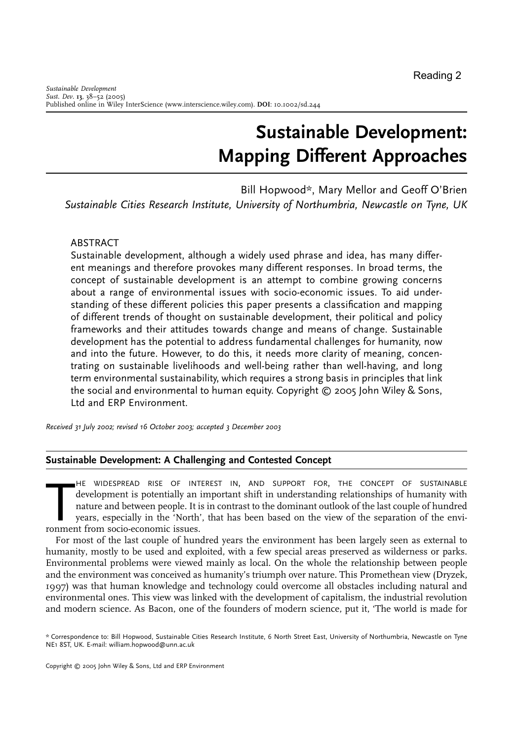Reading 2

# Sustainable Development: Mapping Different Approaches

Bill Hopwood*, Mary Mellor and Geoff O'Brien

*Sustainable Cities Research Institute, University of Northumbria, Newcastle on Tyne, UK*

ABSTRACT

Sustainable development, although a widely used phrase and idea, has many different meanings and therefore provokes many different responses. In broad terms, the concept of sustainable development is an attempt to combine growing concerns about a range of environmental issues with socio-economic issues. To aid understanding of these different policies this paper presents a classification and mapping of different trends of thought on sustainable development, their political and policy frameworks and their attitudes towards change and means of change. Sustainable development has the potential to address fundamental challenges for humanity, now and into the future. However, to do this, it needs more clarity of meaning, concentrating on sustainable livelihoods and well-being rather than well-having, and long term environmental sustainability, which requires a strong basis in principles that link the social and environmental to human equity. Copyright © 2005 John Wiley & Sons, Ltd and ERP Environment.

*Received 31 July 2002; revised 16 October 2003; accepted 3 December 2003*

## Sustainable Development: A Challenging and Contested Concept

The widespread rise of interest in, and support for, the concept of sustainable development is potentially an important shift in understanding relationships of humanity with nature and between people. It is in contrast to the dominant outlook of the last couple of hundred years, especially in the 'North', that has been based on the view of the separation of the environment from socio-economic issues.

For most of the last couple of hundred years the environment has been largely seen as external to humanity, mostly to be used and exploited, with a few special areas preserved as wilderness or parks. Environmental problems were viewed mainly as local. On the whole the relationship between people and the environment was conceived as humanity's triumph over nature. This Promethean view (Dryzek, 1997) was that human knowledge and technology could overcome all obstacles including natural and environmental ones. This view was linked with the development of capitalism, the industrial revolution and modern science. As Bacon, one of the founders of modern science, put it, 'The world is made for

\* Correspondence to: Bill Hopwood, Sustainable Cities Research Institute, 6 North Street East, University of Northumbria, Newcastle on Tyne NE1 8ST, UK. E-mail: william.hopwood@unn.ac.uk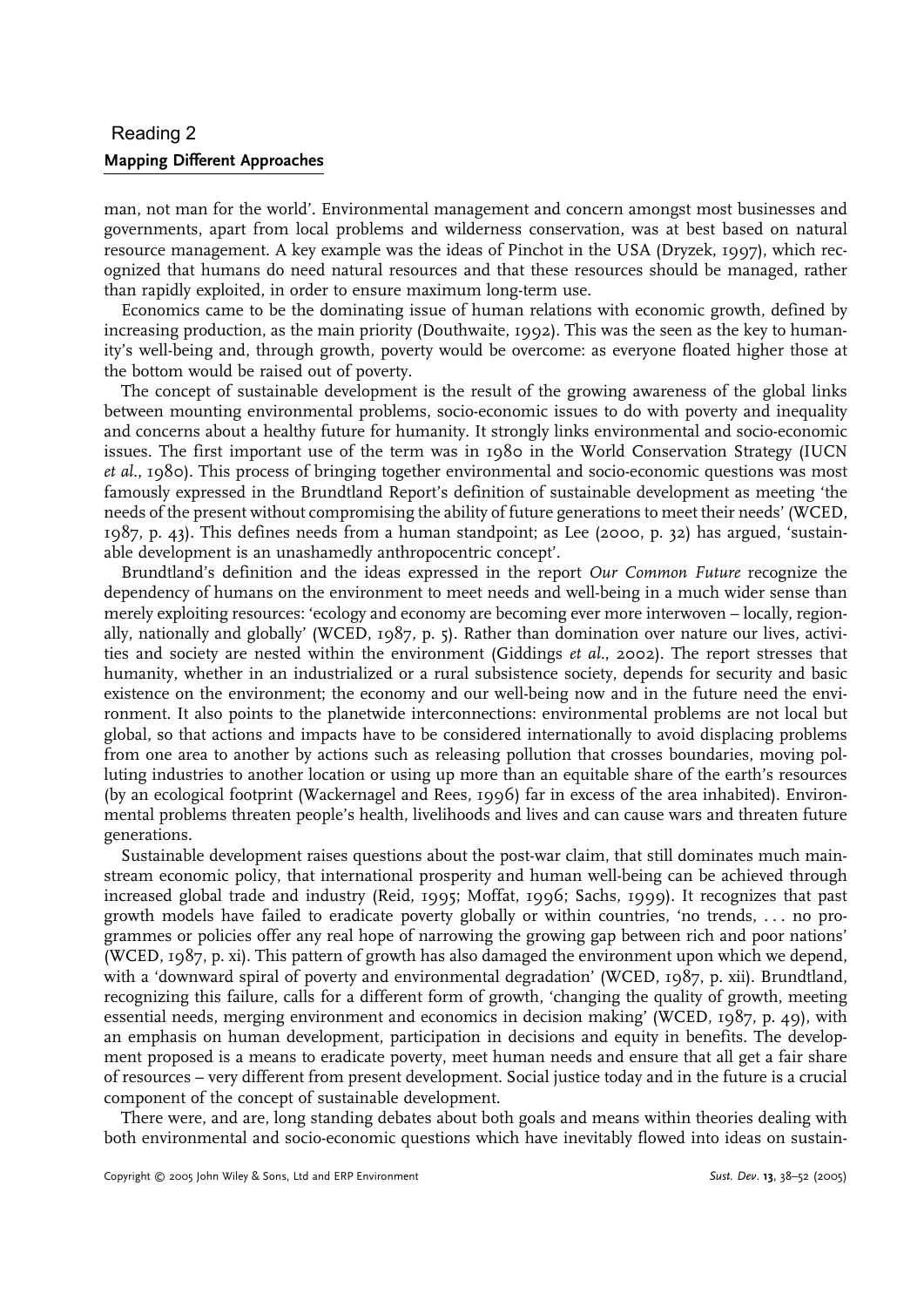man, not man for the world'. Environmental management and concern amongst most businesses and governments, apart from local problems and wilderness conservation, was at best based on natural resource management. A key example was the ideas of Pinchot in the USA (Dryzek, 1997), which recognized that humans do need natural resources and that these resources should be managed, rather than rapidly exploited, in order to ensure maximum long-term use.

Economics came to be the dominating issue of human relations with economic growth, defined by increasing production, as the main priority (Douthwaite, 1992). This was the seen as the key to humanity's well-being and, through growth, poverty would be overcome: as everyone floated higher those at the bottom would be raised out of poverty.

The concept of sustainable development is the result of the growing awareness of the global links between mounting environmental problems, socio-economic issues to do with poverty and inequality and concerns about a healthy future for humanity. It strongly links environmental and socio-economic issues. The first important use of the term was in 1980 in the World Conservation Strategy (IUCN *et al.*, 1980). This process of bringing together environmental and socio-economic questions was most famously expressed in the Brundtland Report's definition of sustainable development as meeting 'the needs of the present without compromising the ability of future generations to meet their needs' (WCED, 1987, p. 43). This defines needs from a human standpoint; as Lee (2000, p. 32) has argued, 'sustainable development is an unashamedly anthropocentric concept'.

Brundtland's definition and the ideas expressed in the report *Our Common Future* recognize the dependency of humans on the environment to meet needs and well-being in a much wider sense than merely exploiting resources: 'ecology and economy are becoming ever more interwoven – locally, regionally, nationally and globally' (WCED, 1987, p. 5). Rather than domination over nature our lives, activities and society are nested within the environment (Giddings *et al.*, 2002). The report stresses that humanity, whether in an industrialized or a rural subsistence society, depends for security and basic existence on the environment; the economy and our well-being now and in the future need the environment. It also points to the planetwide interconnections: environmental problems are not local but global, so that actions and impacts have to be considered internationally to avoid displacing problems from one area to another by actions such as releasing pollution that crosses boundaries, moving polluting industries to another location or using up more than an equitable share of the earth's resources (by an ecological footprint (Wackernagel and Rees, 1996) far in excess of the area inhabited). Environmental problems threaten people's health, livelihoods and lives and can cause wars and threaten future generations.

Sustainable development raises questions about the post-war claim, that still dominates much mainstream economic policy, that international prosperity and human well-being can be achieved through increased global trade and industry (Reid, 1995; Moffat, 1996; Sachs, 1999). It recognizes that past growth models have failed to eradicate poverty globally or within countries, 'no trends, . . . no programmes or policies offer any real hope of narrowing the growing gap between rich and poor nations' (WCED, 1987, p. xi). This pattern of growth has also damaged the environment upon which we depend, with a 'downward spiral of poverty and environmental degradation' (WCED, 1987, p. xii). Brundtland, recognizing this failure, calls for a different form of growth, 'changing the quality of growth, meeting essential needs, merging environment and economics in decision making' (WCED, 1987, p. 49), with an emphasis on human development, participation in decisions and equity in benefits. The development proposed is a means to eradicate poverty, meet human needs and ensure that all get a fair share of resources – very different from present development. Social justice today and in the future is a crucial component of the concept of sustainable development.

There were, and are, long standing debates about both goals and means within theories dealing with both environmental and socio-economic questions which have inevitably flowed into ideas on sustain-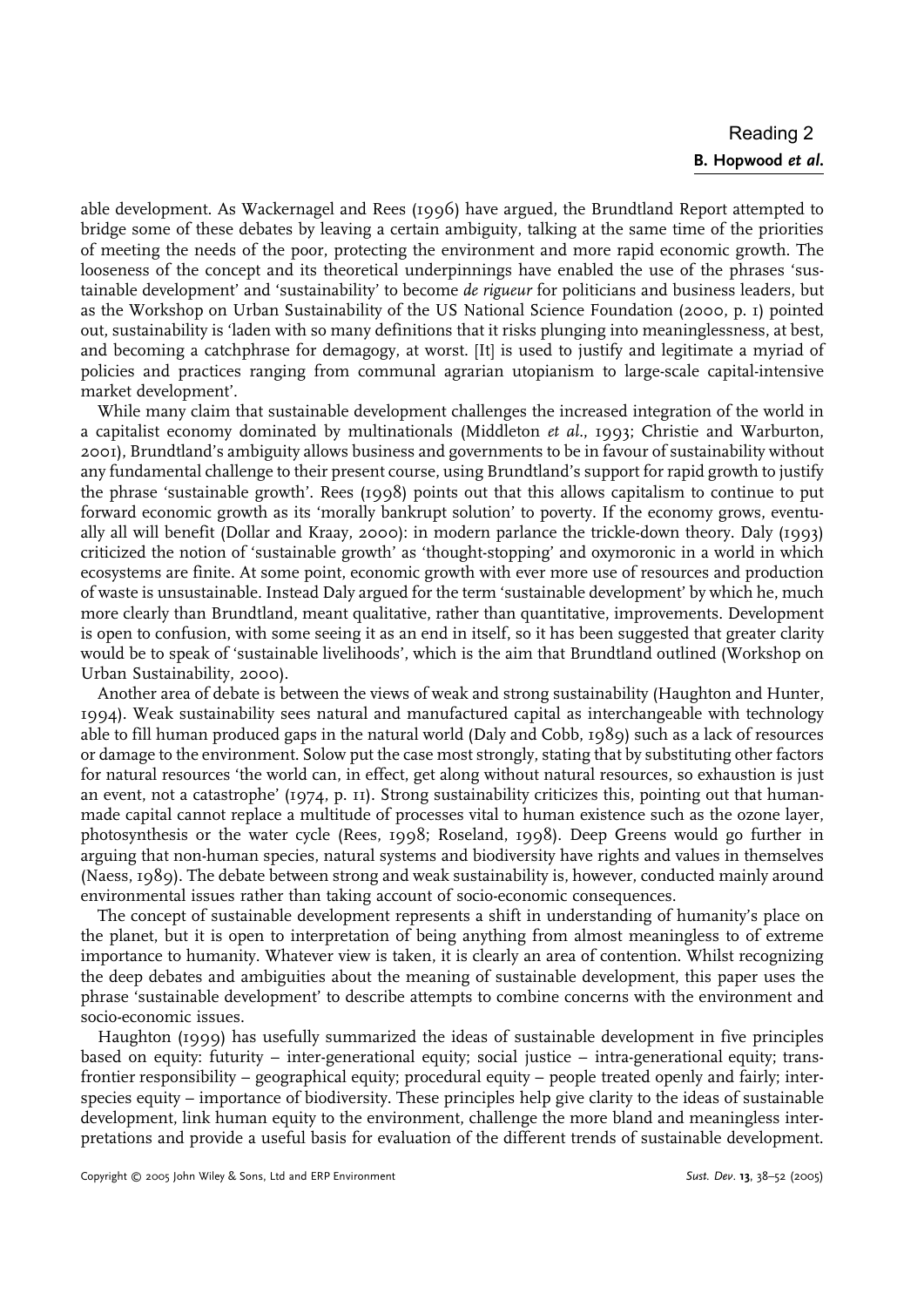able development. As Wackernagel and Rees (1996) have argued, the Brundtland Report attempted to bridge some of these debates by leaving a certain ambiguity, talking at the same time of the priorities of meeting the needs of the poor, protecting the environment and more rapid economic growth. The looseness of the concept and its theoretical underpinnings have enabled the use of the phrases 'sustainable development' and 'sustainability' to become *de rigueur* for politicians and business leaders, but as the Workshop on Urban Sustainability of the US National Science Foundation (2000, p. 1) pointed out, sustainability is 'laden with so many definitions that it risks plunging into meaninglessness, at best, and becoming a catchphrase for demagogy, at worst. [It] is used to justify and legitimate a myriad of policies and practices ranging from communal agrarian utopianism to large-scale capital-intensive market development'.

While many claim that sustainable development challenges the increased integration of the world in a capitalist economy dominated by multinationals (Middleton *et al.*, 1993; Christie and Warburton, 2001), Brundtland's ambiguity allows business and governments to be in favour of sustainability without any fundamental challenge to their present course, using Brundtland's support for rapid growth to justify the phrase 'sustainable growth'. Rees (1998) points out that this allows capitalism to continue to put forward economic growth as its 'morally bankrupt solution' to poverty. If the economy grows, eventually all will benefit (Dollar and Kraay, 2000): in modern parlance the trickle-down theory. Daly (1993) criticized the notion of 'sustainable growth' as 'thought-stopping' and oxymoronic in a world in which ecosystems are finite. At some point, economic growth with ever more use of resources and production of waste is unsustainable. Instead Daly argued for the term 'sustainable development' by which he, much more clearly than Brundtland, meant qualitative, rather than quantitative, improvements. Development is open to confusion, with some seeing it as an end in itself, so it has been suggested that greater clarity would be to speak of 'sustainable livelihoods', which is the aim that Brundtland outlined (Workshop on Urban Sustainability, 2000).

Another area of debate is between the views of weak and strong sustainability (Haughton and Hunter, 1994). Weak sustainability sees natural and manufactured capital as interchangeable with technology able to fill human produced gaps in the natural world (Daly and Cobb, 1989) such as a lack of resources or damage to the environment. Solow put the case most strongly, stating that by substituting other factors for natural resources 'the world can, in effect, get along without natural resources, so exhaustion is just an event, not a catastrophe' (1974, p. 11). Strong sustainability criticizes this, pointing out that human-made capital cannot replace a multitude of processes vital to human existence such as the ozone layer, photosynthesis or the water cycle (Rees, 1998; Roseland, 1998). Deep Greens would go further in arguing that non-human species, natural systems and biodiversity have rights and values in themselves (Naess, 1989). The debate between strong and weak sustainability is, however, conducted mainly around environmental issues rather than taking account of socio-economic consequences.

The concept of sustainable development represents a shift in understanding of humanity's place on the planet, but it is open to interpretation of being anything from almost meaningless to of extreme importance to humanity. Whatever view is taken, it is clearly an area of contention. Whilst recognizing the deep debates and ambiguities about the meaning of sustainable development, this paper uses the phrase 'sustainable development' to describe attempts to combine concerns with the environment and socio-economic issues.

Haughton (1999) has usefully summarized the ideas of sustainable development in five principles based on equity: futurity – inter-generational equity; social justice – intra-generational equity; trans-frontier responsibility – geographical equity; procedural equity – people treated openly and fairly; inter-species equity – importance of biodiversity. These principles help give clarity to the ideas of sustainable development, link human equity to the environment, challenge the more bland and meaningless interpretations and provide a useful basis for evaluation of the different trends of sustainable development.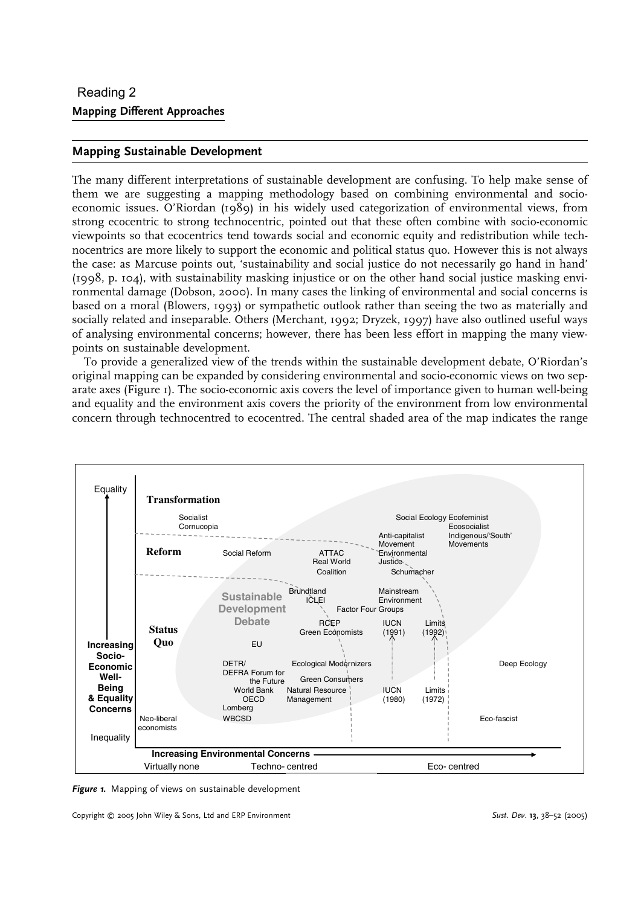# Reading 2

## Mapping Different Approaches

### Mapping Sustainable Development

The many different interpretations of sustainable development are confusing. To help make sense of them we are suggesting a mapping methodology based on combining environmental and socio-economic issues. O'Riordan (1989) in his widely used categorization of environmental views, from strong ecocentric to strong technocentric, pointed out that these often combine with socio-economic viewpoints so that ecocentrics tend towards social and economic equity and redistribution while technocentrics are more likely to support the economic and political status quo. However this is not always the case: as Marcuse points out, 'sustainability and social justice do not necessarily go hand in hand' (1998, p. 104), with sustainability masking injustice or on the other hand social justice masking environmental damage (Dobson, 2000). In many cases the linking of environmental and social concerns is based on a moral (Blowers, 1993) or sympathetic outlook rather than seeing the two as materially and socially related and inseparable. Others (Merchant, 1992; Dryzek, 1997) have also outlined useful ways of analysing environmental concerns; however, there has been less effort in mapping the many viewpoints on sustainable development.

To provide a generalized view of the trends within the sustainable development debate, O'Riordan's original mapping can be expanded by considering environmental and socio-economic views on two separate axes (Figure 1). The socio-economic axis covers the level of importance given to human well-being and equality and the environment axis covers the priority of the environment from low environmental concern through technocentred to ecocentred. The central shaded area of the map indicates the range

*Figure 1.* Mapping of views on sustainable development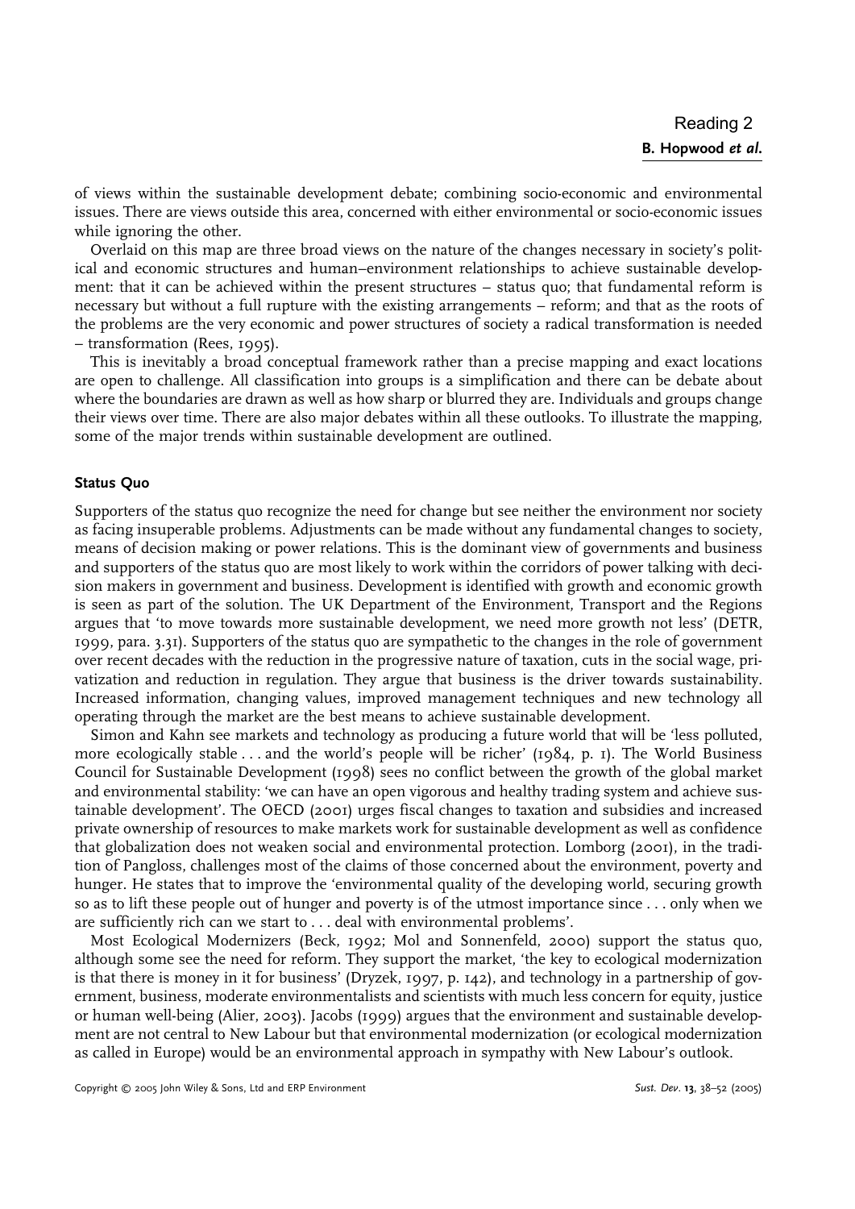of views within the sustainable development debate; combining socio-economic and environmental issues. There are views outside this area, concerned with either environmental or socio-economic issues while ignoring the other.

Overlaid on this map are three broad views on the nature of the changes necessary in society's political and economic structures and human–environment relationships to achieve sustainable development: that it can be achieved within the present structures – status quo; that fundamental reform is necessary but without a full rupture with the existing arrangements – reform; and that as the roots of the problems are the very economic and power structures of society a radical transformation is needed – transformation (Rees, 1995).

This is inevitably a broad conceptual framework rather than a precise mapping and exact locations are open to challenge. All classification into groups is a simplification and there can be debate about where the boundaries are drawn as well as how sharp or blurred they are. Individuals and groups change their views over time. There are also major debates within all these outlooks. To illustrate the mapping, some of the major trends within sustainable development are outlined.

### Status Quo

Supporters of the status quo recognize the need for change but see neither the environment nor society as facing insuperable problems. Adjustments can be made without any fundamental changes to society, means of decision making or power relations. This is the dominant view of governments and business and supporters of the status quo are most likely to work within the corridors of power talking with decision makers in government and business. Development is identified with growth and economic growth is seen as part of the solution. The UK Department of the Environment, Transport and the Regions argues that 'to move towards more sustainable development, we need more growth not less' (DETR, 1999, para. 3.31). Supporters of the status quo are sympathetic to the changes in the role of government over recent decades with the reduction in the progressive nature of taxation, cuts in the social wage, privatization and reduction in regulation. They argue that business is the driver towards sustainability. Increased information, changing values, improved management techniques and new technology all operating through the market are the best means to achieve sustainable development.

Simon and Kahn see markets and technology as producing a future world that will be 'less polluted, more ecologically stable . . . and the world's people will be richer' (1984, p. 1). The World Business Council for Sustainable Development (1998) sees no conflict between the growth of the global market and environmental stability: 'we can have an open vigorous and healthy trading system and achieve sustainable development'. The OECD (2001) urges fiscal changes to taxation and subsidies and increased private ownership of resources to make markets work for sustainable development as well as confidence that globalization does not weaken social and environmental protection. Lomborg (2001), in the tradition of Pangloss, challenges most of the claims of those concerned about the environment, poverty and hunger. He states that to improve the 'environmental quality of the developing world, securing growth so as to lift these people out of hunger and poverty is of the utmost importance since . . . only when we are sufficiently rich can we start to . . . deal with environmental problems'.

Most Ecological Modernizers (Beck, 1992; Mol and Sonnenfeld, 2000) support the status quo, although some see the need for reform. They support the market, 'the key to ecological modernization is that there is money in it for business' (Dryzek, 1997, p. 142), and technology in a partnership of government, business, moderate environmentalists and scientists with much less concern for equity, justice or human well-being (Alier, 2003). Jacobs (1999) argues that the environment and sustainable development are not central to New Labour but that environmental modernization (or ecological modernization as called in Europe) would be an environmental approach in sympathy with New Labour's outlook.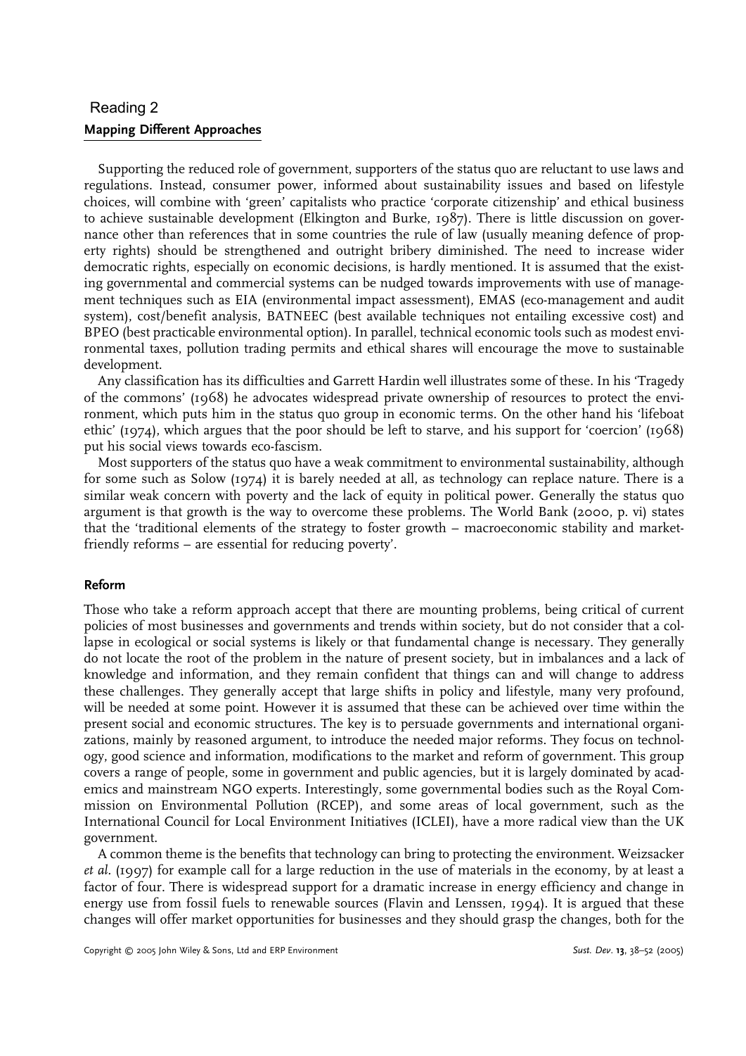## Reading 2

**Mapping Different Approaches**

Supporting the reduced role of government, supporters of the status quo are reluctant to use laws and regulations. Instead, consumer power, informed about sustainability issues and based on lifestyle choices, will combine with 'green' capitalists who practice 'corporate citizenship' and ethical business to achieve sustainable development (Elkington and Burke, 1987). There is little discussion on governance other than references that in some countries the rule of law (usually meaning defence of property rights) should be strengthened and outright bribery diminished. The need to increase wider democratic rights, especially on economic decisions, is hardly mentioned. It is assumed that the existing governmental and commercial systems can be nudged towards improvements with use of management techniques such as EIA (environmental impact assessment), EMAS (eco-management and audit system), cost/benefit analysis, BATNEEC (best available techniques not entailing excessive cost) and BPEO (best practicable environmental option). In parallel, technical economic tools such as modest environmental taxes, pollution trading permits and ethical shares will encourage the move to sustainable development.

Any classification has its difficulties and Garrett Hardin well illustrates some of these. In his 'Tragedy of the commons' (1968) he advocates widespread private ownership of resources to protect the environment, which puts him in the status quo group in economic terms. On the other hand his 'lifeboat ethic' (1974), which argues that the poor should be left to starve, and his support for 'coercion' (1968) put his social views towards eco-fascism.

Most supporters of the status quo have a weak commitment to environmental sustainability, although for some such as Solow (1974) it is barely needed at all, as technology can replace nature. There is a similar weak concern with poverty and the lack of equity in political power. Generally the status quo argument is that growth is the way to overcome these problems. The World Bank (2000, p. vi) states that the 'traditional elements of the strategy to foster growth – macroeconomic stability and market-friendly reforms – are essential for reducing poverty'.

### Reform

Those who take a reform approach accept that there are mounting problems, being critical of current policies of most businesses and governments and trends within society, but do not consider that a collapse in ecological or social systems is likely or that fundamental change is necessary. They generally do not locate the root of the problem in the nature of present society, but in imbalances and a lack of knowledge and information, and they remain confident that things can and will change to address these challenges. They generally accept that large shifts in policy and lifestyle, many very profound, will be needed at some point. However it is assumed that these can be achieved over time within the present social and economic structures. The key is to persuade governments and international organizations, mainly by reasoned argument, to introduce the needed major reforms. They focus on technology, good science and information, modifications to the market and reform of government. This group covers a range of people, some in government and public agencies, but it is largely dominated by academics and mainstream NGO experts. Interestingly, some governmental bodies such as the Royal Commission on Environmental Pollution (RCEP), and some areas of local government, such as the International Council for Local Environment Initiatives (ICLEI), have a more radical view than the UK government.

A common theme is the benefits that technology can bring to protecting the environment. Weizsacker *et al.* (1997) for example call for a large reduction in the use of materials in the economy, by at least a factor of four. There is widespread support for a dramatic increase in energy efficiency and change in energy use from fossil fuels to renewable sources (Flavin and Lenssen, 1994). It is argued that these changes will offer market opportunities for businesses and they should grasp the changes, both for the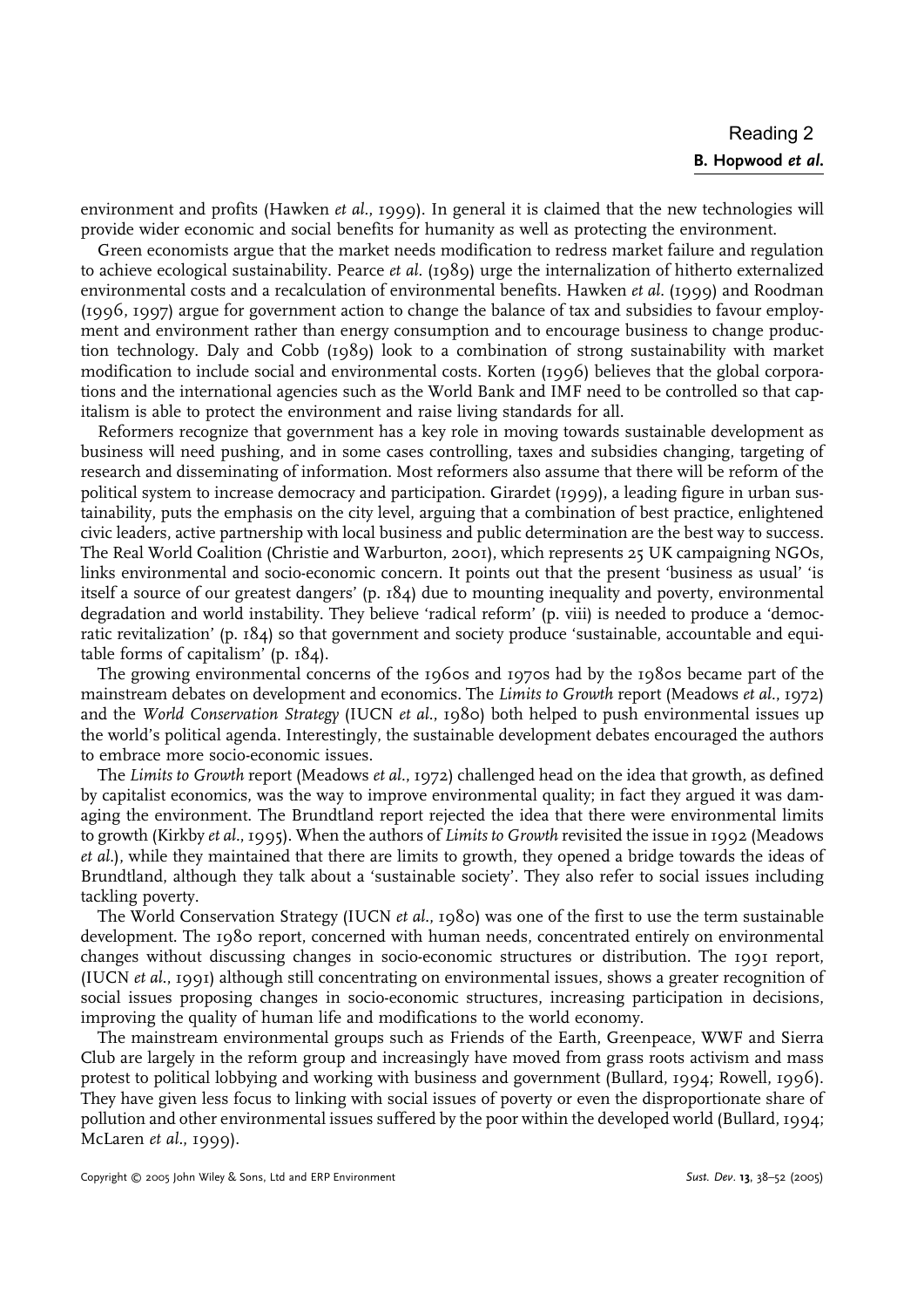environment and profits (Hawken *et al*., 1999). In general it is claimed that the new technologies will provide wider economic and social benefits for humanity as well as protecting the environment.

Green economists argue that the market needs modification to redress market failure and regulation to achieve ecological sustainability. Pearce *et al*. (1989) urge the internalization of hitherto externalized environmental costs and a recalculation of environmental benefits. Hawken *et al*. (1999) and Roodman (1996, 1997) argue for government action to change the balance of tax and subsidies to favour employment and environment rather than energy consumption and to encourage business to change production technology. Daly and Cobb (1989) look to a combination of strong sustainability with market modification to include social and environmental costs. Korten (1996) believes that the global corporations and the international agencies such as the World Bank and IMF need to be controlled so that capitalism is able to protect the environment and raise living standards for all.

Reformers recognize that government has a key role in moving towards sustainable development as business will need pushing, and in some cases controlling, taxes and subsidies changing, targeting of research and disseminating of information. Most reformers also assume that there will be reform of the political system to increase democracy and participation. Girardet (1999), a leading figure in urban sustainability, puts the emphasis on the city level, arguing that a combination of best practice, enlightened civic leaders, active partnership with local business and public determination are the best way to success. The Real World Coalition (Christie and Warburton, 2001), which represents 25 UK campaigning NGOs, links environmental and socio-economic concern. It points out that the present 'business as usual' 'is itself a source of our greatest dangers' (p. 184) due to mounting inequality and poverty, environmental degradation and world instability. They believe 'radical reform' (p. viii) is needed to produce a 'democratic revitalization' (p. 184) so that government and society produce 'sustainable, accountable and equitable forms of capitalism' (p. 184).

The growing environmental concerns of the 1960s and 1970s had by the 1980s became part of the mainstream debates on development and economics. The *Limits to Growth* report (Meadows *et al*., 1972) and the *World Conservation Strategy* (IUCN *et al*., 1980) both helped to push environmental issues up the world's political agenda. Interestingly, the sustainable development debates encouraged the authors to embrace more socio-economic issues.

The *Limits to Growth* report (Meadows *et al*., 1972) challenged head on the idea that growth, as defined by capitalist economics, was the way to improve environmental quality; in fact they argued it was damaging the environment. The Brundtland report rejected the idea that there were environmental limits to growth (Kirkby *et al*., 1995). When the authors of *Limits to Growth* revisited the issue in 1992 (Meadows *et al*.), while they maintained that there are limits to growth, they opened a bridge towards the ideas of Brundtland, although they talk about a 'sustainable society'. They also refer to social issues including tackling poverty.

The World Conservation Strategy (IUCN *et al*., 1980) was one of the first to use the term sustainable development. The 1980 report, concerned with human needs, concentrated entirely on environmental changes without discussing changes in socio-economic structures or distribution. The 1991 report, (IUCN *et al*., 1991) although still concentrating on environmental issues, shows a greater recognition of social issues proposing changes in socio-economic structures, increasing participation in decisions, improving the quality of human life and modifications to the world economy.

The mainstream environmental groups such as Friends of the Earth, Greenpeace, WWF and Sierra Club are largely in the reform group and increasingly have moved from grass roots activism and mass protest to political lobbying and working with business and government (Bullard, 1994; Rowell, 1996). They have given less focus to linking with social issues of poverty or even the disproportionate share of pollution and other environmental issues suffered by the poor within the developed world (Bullard, 1994; McLaren *et al*., 1999).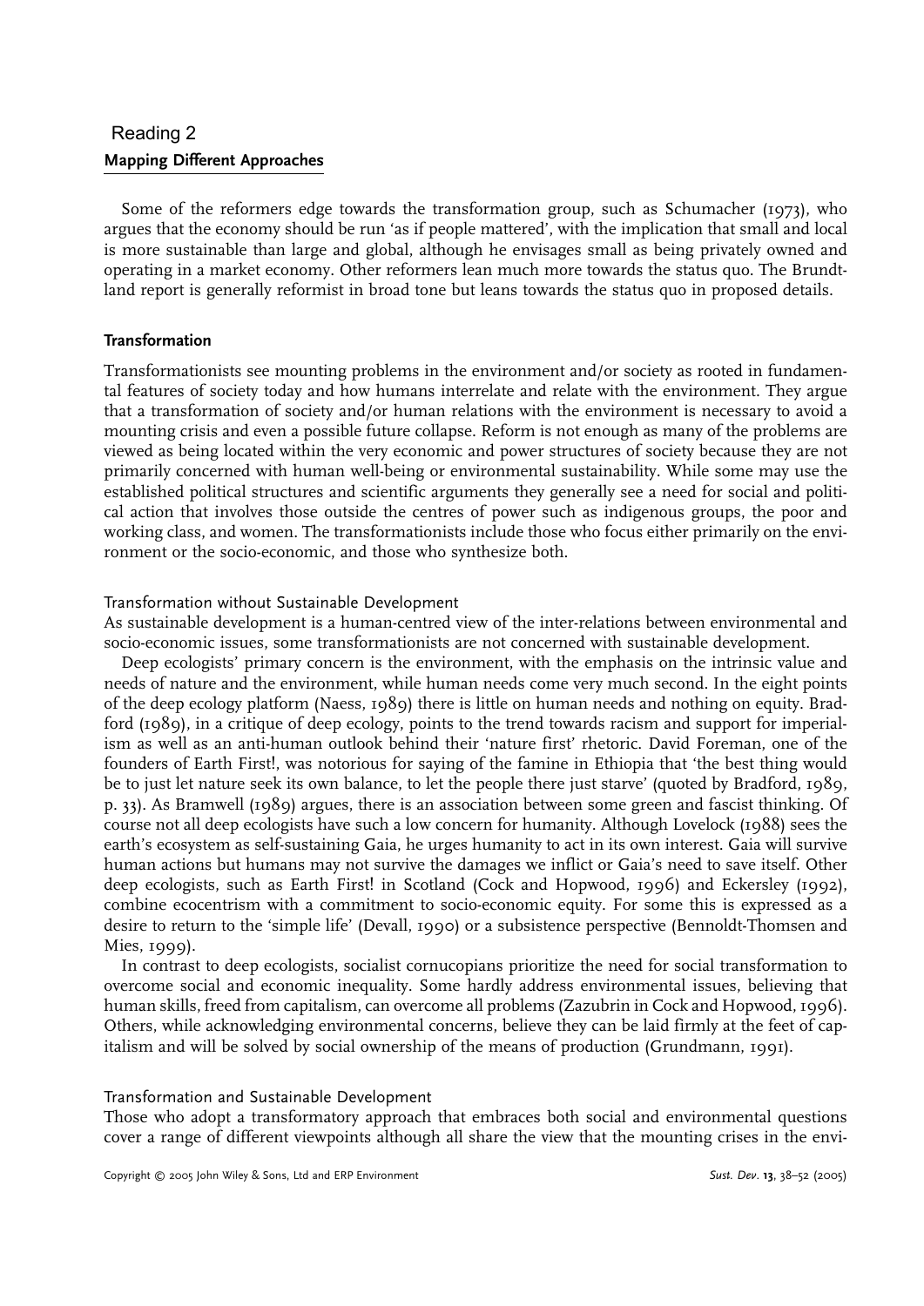## Reading 2

**Mapping Different Approaches**

Some of the reformers edge towards the transformation group, such as Schumacher (1973), who argues that the economy should be run 'as if people mattered', with the implication that small and local is more sustainable than large and global, although he envisages small as being privately owned and operating in a market economy. Other reformers lean much more towards the status quo. The Brundtland report is generally reformist in broad tone but leans towards the status quo in proposed details.

### Transformation

Transformationists see mounting problems in the environment and/or society as rooted in fundamental features of society today and how humans interrelate and relate with the environment. They argue that a transformation of society and/or human relations with the environment is necessary to avoid a mounting crisis and even a possible future collapse. Reform is not enough as many of the problems are viewed as being located within the very economic and power structures of society because they are not primarily concerned with human well-being or environmental sustainability. While some may use the established political structures and scientific arguments they generally see a need for social and political action that involves those outside the centres of power such as indigenous groups, the poor and working class, and women. The transformationists include those who focus either primarily on the environment or the socio-economic, and those who synthesize both.

#### Transformation without Sustainable Development

As sustainable development is a human-centred view of the inter-relations between environmental and socio-economic issues, some transformationists are not concerned with sustainable development.

Deep ecologists' primary concern is the environment, with the emphasis on the intrinsic value and needs of nature and the environment, while human needs come very much second. In the eight points of the deep ecology platform (Naess, 1989) there is little on human needs and nothing on equity. Bradford (1989), in a critique of deep ecology, points to the trend towards racism and support for imperialism as well as an anti-human outlook behind their 'nature first' rhetoric. David Foreman, one of the founders of Earth First!, was notorious for saying of the famine in Ethiopia that 'the best thing would be to just let nature seek its own balance, to let the people there just starve' (quoted by Bradford, 1989, p. 33). As Bramwell (1989) argues, there is an association between some green and fascist thinking. Of course not all deep ecologists have such a low concern for humanity. Although Lovelock (1988) sees the earth's ecosystem as self-sustaining Gaia, he urges humanity to act in its own interest. Gaia will survive human actions but humans may not survive the damages we inflict or Gaia's need to save itself. Other deep ecologists, such as Earth First! in Scotland (Cock and Hopwood, 1996) and Eckersley (1992), combine ecocentrism with a commitment to socio-economic equity. For some this is expressed as a desire to return to the 'simple life' (Devall, 1990) or a subsistence perspective (Bennoldt-Thomsen and Mies, 1999).

In contrast to deep ecologists, socialist cornucopians prioritize the need for social transformation to overcome social and economic inequality. Some hardly address environmental issues, believing that human skills, freed from capitalism, can overcome all problems (Zazubrin in Cock and Hopwood, 1996). Others, while acknowledging environmental concerns, believe they can be laid firmly at the feet of capitalism and will be solved by social ownership of the means of production (Grundmann, 1991).

#### Transformation and Sustainable Development

Those who adopt a transformatory approach that embraces both social and environmental questions cover a range of different viewpoints although all share the view that the mounting crises in the envi-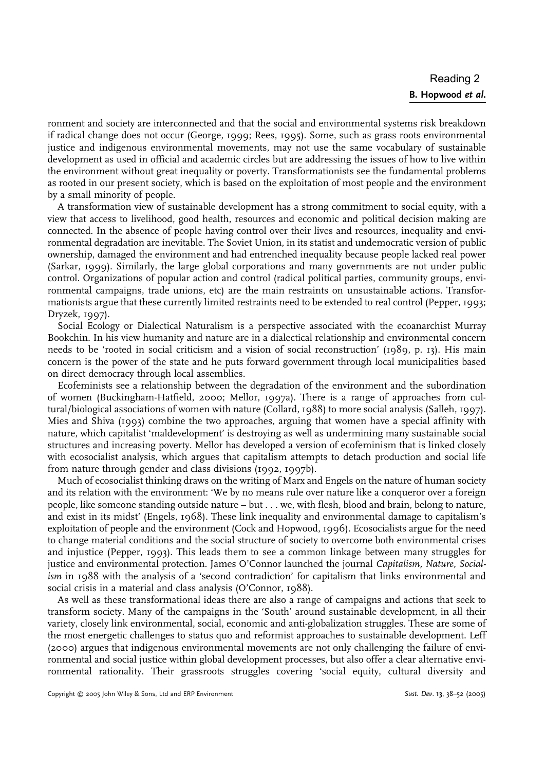ronment and society are interconnected and that the social and environmental systems risk breakdown if radical change does not occur (George, 1999; Rees, 1995). Some, such as grass roots environmental justice and indigenous environmental movements, may not use the same vocabulary of sustainable development as used in official and academic circles but are addressing the issues of how to live within the environment without great inequality or poverty. Transformationists see the fundamental problems as rooted in our present society, which is based on the exploitation of most people and the environment by a small minority of people.

A transformation view of sustainable development has a strong commitment to social equity, with a view that access to livelihood, good health, resources and economic and political decision making are connected. In the absence of people having control over their lives and resources, inequality and environmental degradation are inevitable. The Soviet Union, in its statist and undemocratic version of public ownership, damaged the environment and had entrenched inequality because people lacked real power (Sarkar, 1999). Similarly, the large global corporations and many governments are not under public control. Organizations of popular action and control (radical political parties, community groups, environmental campaigns, trade unions, etc) are the main restraints on unsustainable actions. Transformationists argue that these currently limited restraints need to be extended to real control (Pepper, 1993; Dryzek, 1997).

Social Ecology or Dialectical Naturalism is a perspective associated with the ecoanarchist Murray Bookchin. In his view humanity and nature are in a dialectical relationship and environmental concern needs to be 'rooted in social criticism and a vision of social reconstruction' (1989, p. 13). His main concern is the power of the state and he puts forward government through local municipalities based on direct democracy through local assemblies.

Ecofeminists see a relationship between the degradation of the environment and the subordination of women (Buckingham-Hatfield, 2000; Mellor, 1997a). There is a range of approaches from cultural/biological associations of women with nature (Collard, 1988) to more social analysis (Salleh, 1997). Mies and Shiva (1993) combine the two approaches, arguing that women have a special affinity with nature, which capitalist 'maldevelopment' is destroying as well as undermining many sustainable social structures and increasing poverty. Mellor has developed a version of ecofeminism that is linked closely with ecosocialist analysis, which argues that capitalism attempts to detach production and social life from nature through gender and class divisions (1992, 1997b).

Much of ecosocialist thinking draws on the writing of Marx and Engels on the nature of human society and its relation with the environment: 'We by no means rule over nature like a conqueror over a foreign people, like someone standing outside nature – but . . . we, with flesh, blood and brain, belong to nature, and exist in its midst' (Engels, 1968). These link inequality and environmental damage to capitalism's exploitation of people and the environment (Cock and Hopwood, 1996). Ecosocialists argue for the need to change material conditions and the social structure of society to overcome both environmental crises and injustice (Pepper, 1993). This leads them to see a common linkage between many struggles for justice and environmental protection. James O'Connor launched the journal *Capitalism, Nature, Socialism* in 1988 with the analysis of a 'second contradiction' for capitalism that links environmental and social crisis in a material and class analysis (O'Connor, 1988).

As well as these transformational ideas there are also a range of campaigns and actions that seek to transform society. Many of the campaigns in the 'South' around sustainable development, in all their variety, closely link environmental, social, economic and anti-globalization struggles. These are some of the most energetic challenges to status quo and reformist approaches to sustainable development. Leff (2000) argues that indigenous environmental movements are not only challenging the failure of environmental and social justice within global development processes, but also offer a clear alternative environmental rationality. Their grassroots struggles covering 'social equity, cultural diversity and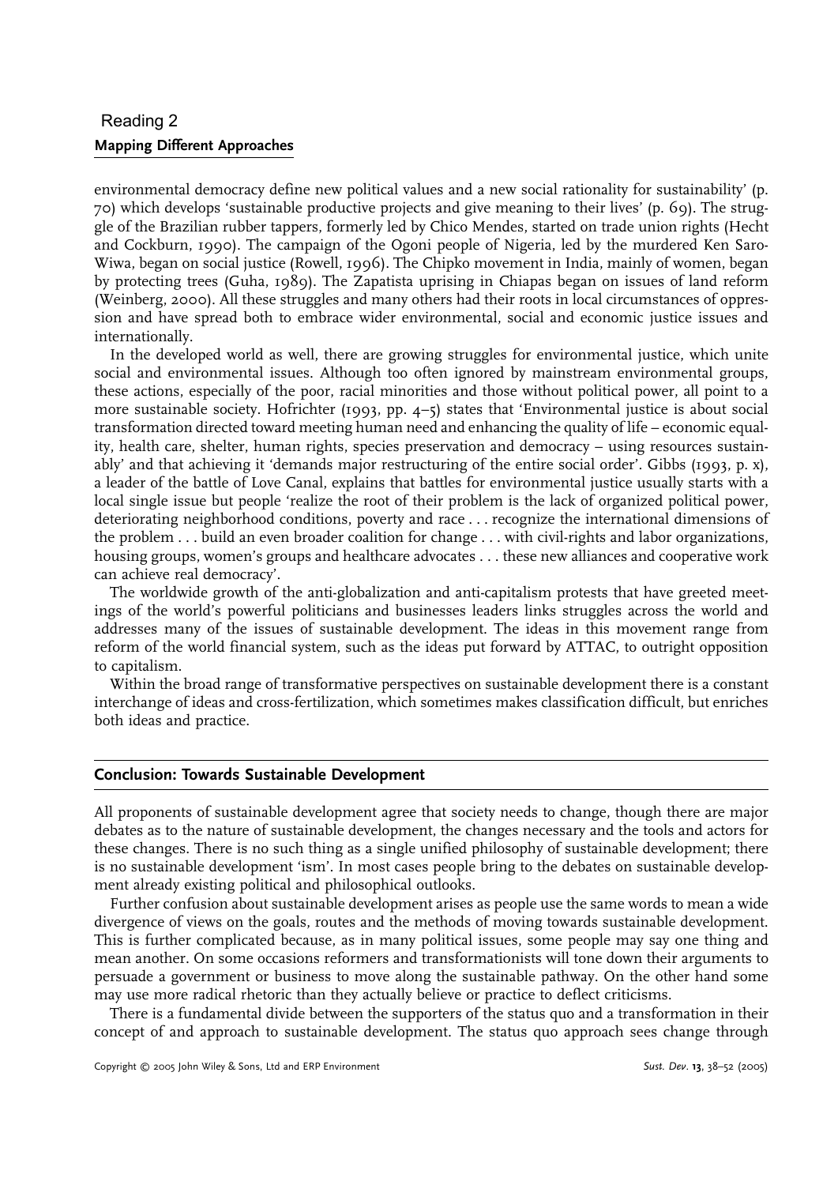environmental democracy define new political values and a new social rationality for sustainability' (p. 70) which develops 'sustainable productive projects and give meaning to their lives' (p. 69). The struggle of the Brazilian rubber tappers, formerly led by Chico Mendes, started on trade union rights (Hecht and Cockburn, 1990). The campaign of the Ogoni people of Nigeria, led by the murdered Ken Saro-Wiwa, began on social justice (Rowell, 1996). The Chipko movement in India, mainly of women, began by protecting trees (Guha, 1989). The Zapatista uprising in Chiapas began on issues of land reform (Weinberg, 2000). All these struggles and many others had their roots in local circumstances of oppression and have spread both to embrace wider environmental, social and economic justice issues and internationally.

In the developed world as well, there are growing struggles for environmental justice, which unite social and environmental issues. Although too often ignored by mainstream environmental groups, these actions, especially of the poor, racial minorities and those without political power, all point to a more sustainable society. Hofrichter (1993, pp. 4–5) states that 'Environmental justice is about social transformation directed toward meeting human need and enhancing the quality of life – economic equality, health care, shelter, human rights, species preservation and democracy – using resources sustainably' and that achieving it 'demands major restructuring of the entire social order'. Gibbs (1993, p. x), a leader of the battle of Love Canal, explains that battles for environmental justice usually starts with a local single issue but people 'realize the root of their problem is the lack of organized political power, deteriorating neighborhood conditions, poverty and race . . . recognize the international dimensions of the problem . . . build an even broader coalition for change . . . with civil-rights and labor organizations, housing groups, women's groups and healthcare advocates . . . these new alliances and cooperative work can achieve real democracy'.

The worldwide growth of the anti-globalization and anti-capitalism protests that have greeted meetings of the world's powerful politicians and businesses leaders links struggles across the world and addresses many of the issues of sustainable development. The ideas in this movement range from reform of the world financial system, such as the ideas put forward by ATTAC, to outright opposition to capitalism.

Within the broad range of transformative perspectives on sustainable development there is a constant interchange of ideas and cross-fertilization, which sometimes makes classification difficult, but enriches both ideas and practice.

## Conclusion: Towards Sustainable Development

All proponents of sustainable development agree that society needs to change, though there are major debates as to the nature of sustainable development, the changes necessary and the tools and actors for these changes. There is no such thing as a single unified philosophy of sustainable development; there is no sustainable development 'ism'. In most cases people bring to the debates on sustainable development already existing political and philosophical outlooks.

Further confusion about sustainable development arises as people use the same words to mean a wide divergence of views on the goals, routes and the methods of moving towards sustainable development. This is further complicated because, as in many political issues, some people may say one thing and mean another. On some occasions reformers and transformationists will tone down their arguments to persuade a government or business to move along the sustainable pathway. On the other hand some may use more radical rhetoric than they actually believe or practice to deflect criticisms.

There is a fundamental divide between the supporters of the status quo and a transformation in their concept of and approach to sustainable development. The status quo approach sees change through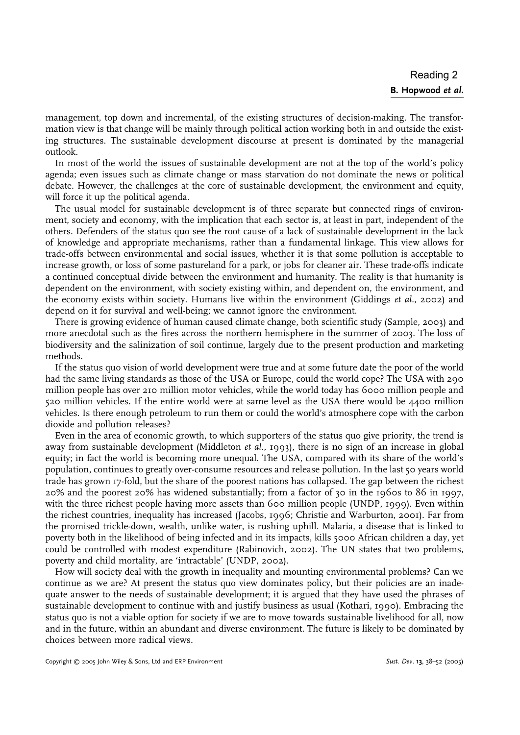management, top down and incremental, of the existing structures of decision-making. The transformation view is that change will be mainly through political action working both in and outside the existing structures. The sustainable development discourse at present is dominated by the managerial outlook.

In most of the world the issues of sustainable development are not at the top of the world's policy agenda; even issues such as climate change or mass starvation do not dominate the news or political debate. However, the challenges at the core of sustainable development, the environment and equity, will force it up the political agenda.

The usual model for sustainable development is of three separate but connected rings of environment, society and economy, with the implication that each sector is, at least in part, independent of the others. Defenders of the status quo see the root cause of a lack of sustainable development in the lack of knowledge and appropriate mechanisms, rather than a fundamental linkage. This view allows for trade-offs between environmental and social issues, whether it is that some pollution is acceptable to increase growth, or loss of some pastureland for a park, or jobs for cleaner air. These trade-offs indicate a continued conceptual divide between the environment and humanity. The reality is that humanity is dependent on the environment, with society existing within, and dependent on, the environment, and the economy exists within society. Humans live within the environment (Giddings *et al*., 2002) and depend on it for survival and well-being; we cannot ignore the environment.

There is growing evidence of human caused climate change, both scientific study (Sample, 2003) and more anecdotal such as the fires across the northern hemisphere in the summer of 2003. The loss of biodiversity and the salinization of soil continue, largely due to the present production and marketing methods.

If the status quo vision of world development were true and at some future date the poor of the world had the same living standards as those of the USA or Europe, could the world cope? The USA with 290 million people has over 210 million motor vehicles, while the world today has 6000 million people and 520 million vehicles. If the entire world were at same level as the USA there would be 4400 million vehicles. Is there enough petroleum to run them or could the world's atmosphere cope with the carbon dioxide and pollution releases?

Even in the area of economic growth, to which supporters of the status quo give priority, the trend is away from sustainable development (Middleton *et al*., 1993), there is no sign of an increase in global equity; in fact the world is becoming more unequal. The USA, compared with its share of the world's population, continues to greatly over-consume resources and release pollution. In the last 50 years world trade has grown 17-fold, but the share of the poorest nations has collapsed. The gap between the richest 20% and the poorest 20% has widened substantially; from a factor of 30 in the 1960s to 86 in 1997, with the three richest people having more assets than 600 million people (UNDP, 1999). Even within the richest countries, inequality has increased (Jacobs, 1996; Christie and Warburton, 2001). Far from the promised trickle-down, wealth, unlike water, is rushing uphill. Malaria, a disease that is linked to poverty both in the likelihood of being infected and in its impacts, kills 5000 African children a day, yet could be controlled with modest expenditure (Rabinovich, 2002). The UN states that two problems, poverty and child mortality, are 'intractable' (UNDP, 2002).

How will society deal with the growth in inequality and mounting environmental problems? Can we continue as we are? At present the status quo view dominates policy, but their policies are an inadequate answer to the needs of sustainable development; it is argued that they have used the phrases of sustainable development to continue with and justify business as usual (Kothari, 1990). Embracing the status quo is not a viable option for society if we are to move towards sustainable livelihood for all, now and in the future, within an abundant and diverse environment. The future is likely to be dominated by choices between more radical views.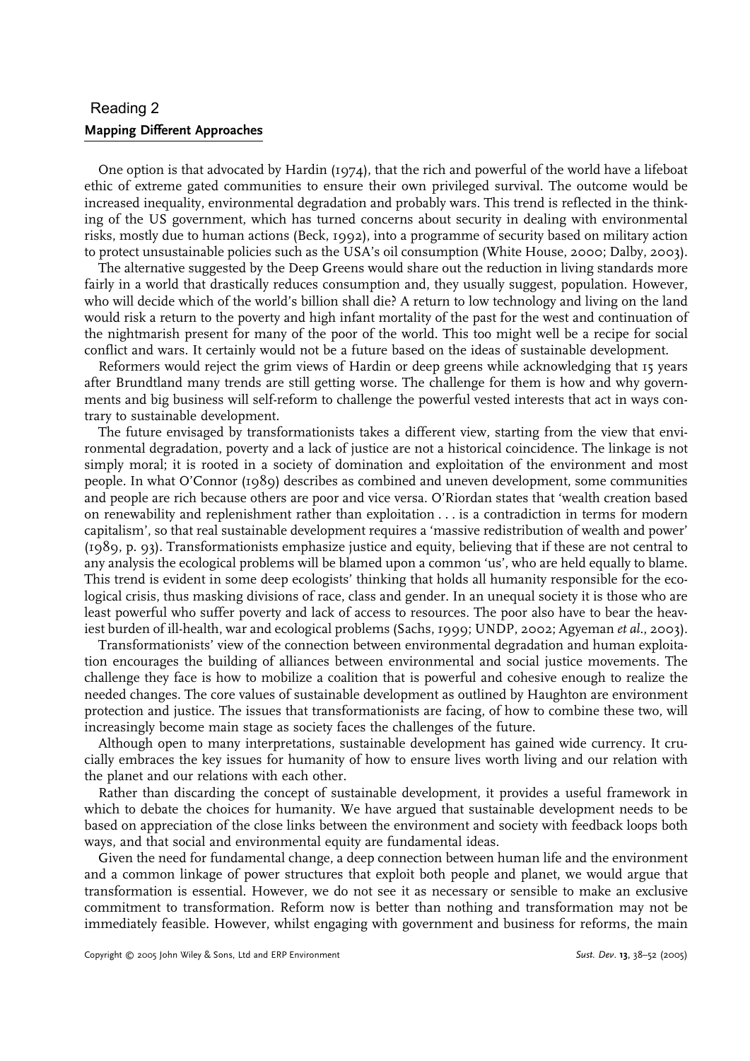## Reading 2

**Mapping Different Approaches**

One option is that advocated by Hardin (1974), that the rich and powerful of the world have a lifeboat ethic of extreme gated communities to ensure their own privileged survival. The outcome would be increased inequality, environmental degradation and probably wars. This trend is reflected in the thinking of the US government, which has turned concerns about security in dealing with environmental risks, mostly due to human actions (Beck, 1992), into a programme of security based on military action to protect unsustainable policies such as the USA's oil consumption (White House, 2000; Dalby, 2003).

The alternative suggested by the Deep Greens would share out the reduction in living standards more fairly in a world that drastically reduces consumption and, they usually suggest, population. However, who will decide which of the world's billion shall die? A return to low technology and living on the land would risk a return to the poverty and high infant mortality of the past for the west and continuation of the nightmarish present for many of the poor of the world. This too might well be a recipe for social conflict and wars. It certainly would not be a future based on the ideas of sustainable development.

Reformers would reject the grim views of Hardin or deep greens while acknowledging that 15 years after Brundtland many trends are still getting worse. The challenge for them is how and why governments and big business will self-reform to challenge the powerful vested interests that act in ways contrary to sustainable development.

The future envisaged by transformationists takes a different view, starting from the view that environmental degradation, poverty and a lack of justice are not a historical coincidence. The linkage is not simply moral; it is rooted in a society of domination and exploitation of the environment and most people. In what O'Connor (1989) describes as combined and uneven development, some communities and people are rich because others are poor and vice versa. O'Riordan states that 'wealth creation based on renewability and replenishment rather than exploitation . . . is a contradiction in terms for modern capitalism', so that real sustainable development requires a 'massive redistribution of wealth and power' (1989, p. 93). Transformationists emphasize justice and equity, believing that if these are not central to any analysis the ecological problems will be blamed upon a common 'us', who are held equally to blame. This trend is evident in some deep ecologists' thinking that holds all humanity responsible for the ecological crisis, thus masking divisions of race, class and gender. In an unequal society it is those who are least powerful who suffer poverty and lack of access to resources. The poor also have to bear the heaviest burden of ill-health, war and ecological problems (Sachs, 1999; UNDP, 2002; Agyeman *et al*., 2003).

Transformationists' view of the connection between environmental degradation and human exploitation encourages the building of alliances between environmental and social justice movements. The challenge they face is how to mobilize a coalition that is powerful and cohesive enough to realize the needed changes. The core values of sustainable development as outlined by Haughton are environment protection and justice. The issues that transformationists are facing, of how to combine these two, will increasingly become main stage as society faces the challenges of the future.

Although open to many interpretations, sustainable development has gained wide currency. It crucially embraces the key issues for humanity of how to ensure lives worth living and our relation with the planet and our relations with each other.

Rather than discarding the concept of sustainable development, it provides a useful framework in which to debate the choices for humanity. We have argued that sustainable development needs to be based on appreciation of the close links between the environment and society with feedback loops both ways, and that social and environmental equity are fundamental ideas.

Given the need for fundamental change, a deep connection between human life and the environment and a common linkage of power structures that exploit both people and planet, we would argue that transformation is essential. However, we do not see it as necessary or sensible to make an exclusive commitment to transformation. Reform now is better than nothing and transformation may not be immediately feasible. However, whilst engaging with government and business for reforms, the main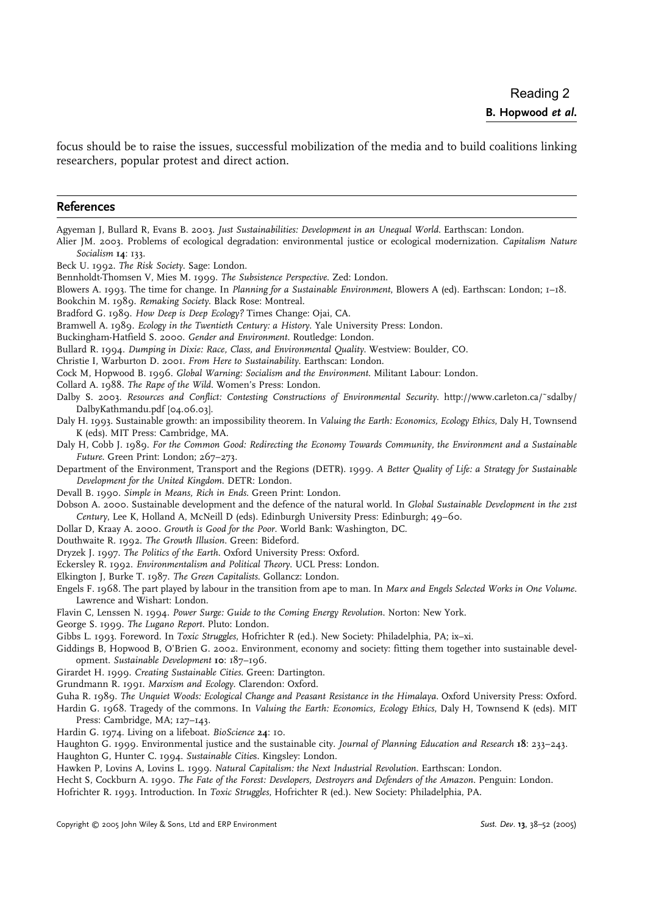focus should be to raise the issues, successful mobilization of the media and to build coalitions linking researchers, popular protest and direct action.

## References

Agyeman J, Bullard R, Evans B. 2003. *Just Sustainabilities: Development in an Unequal World*. Earthscan: London.

Alier JM. 2003. Problems of ecological degradation: environmental justice or ecological modernization. *Capitalism Nature Socialism* **14**: 133.

Beck U. 1992. *The Risk Society*. Sage: London.

Bennholdt-Thomsen V, Mies M. 1999. *The Subsistence Perspective*. Zed: London.

Blowers A. 1993. The time for change. In *Planning for a Sustainable Environment*, Blowers A (ed). Earthscan: London; 1–18.

Bookchin M. 1989. *Remaking Society*. Black Rose: Montreal.

Bradford G. 1989. *How Deep is Deep Ecology?* Times Change: Ojai, CA.

Bramwell A. 1989. *Ecology in the Twentieth Century: a History*. Yale University Press: London.

Buckingham-Hatfield S. 2000. *Gender and Environment*. Routledge: London.

Bullard R. 1994. *Dumping in Dixie: Race, Class, and Environmental Quality*. Westview: Boulder, CO.

Christie I, Warburton D. 2001. *From Here to Sustainability*. Earthscan: London.

Cock M, Hopwood B. 1996. *Global Warning: Socialism and the Environment*. Militant Labour: London.

Collard A. 1988. *The Rape of the Wild*. Women's Press: London.

Dalby S. 2003. *Resources and Conflict: Contesting Constructions of Environmental Security*. http://www.carleton.ca/~sdalby/DalbyKathmandu.pdf [04.06.03].

Daly H. 1993. Sustainable growth: an impossibility theorem. In *Valuing the Earth: Economics, Ecology Ethics*, Daly H, Townsend K (eds). MIT Press: Cambridge, MA.

Daly H, Cobb J. 1989. *For the Common Good: Redirecting the Economy Towards Community, the Environment and a Sustainable Future*. Green Print: London; 267–273.

Department of the Environment, Transport and the Regions (DETR). 1999. *A Better Quality of Life: a Strategy for Sustainable Development for the United Kingdom*. DETR: London.

Devall B. 1990. *Simple in Means, Rich in Ends*. Green Print: London.

Dobson A. 2000. Sustainable development and the defence of the natural world. In *Global Sustainable Development in the 21st Century*, Lee K, Holland A, McNeill D (eds). Edinburgh University Press: Edinburgh; 49–60.

Dollar D, Kraay A. 2000. *Growth is Good for the Poor*. World Bank: Washington, DC.

Douthwaite R. 1992. *The Growth Illusion*. Green: Bideford.

Dryzek J. 1997. *The Politics of the Earth*. Oxford University Press: Oxford.

Eckersley R. 1992. *Environmentalism and Political Theory*. UCL Press: London.

Elkington J, Burke T. 1987. *The Green Capitalists*. Gollancz: London.

Engels F. 1968. The part played by labour in the transition from ape to man. In *Marx and Engels Selected Works in One Volume*. Lawrence and Wishart: London.

Flavin C, Lenssen N. 1994. *Power Surge: Guide to the Coming Energy Revolution*. Norton: New York.

George S. 1999. *The Lugano Report*. Pluto: London.

Gibbs L. 1993. Foreword. In *Toxic Struggles*, Hofrichter R (ed.). New Society: Philadelphia, PA; ix–xi.

Giddings B, Hopwood B, O'Brien G. 2002. Environment, economy and society: fitting them together into sustainable development. *Sustainable Development* **10**: 187–196.

Girardet H. 1999. *Creating Sustainable Cities*. Green: Dartington.

Grundmann R. 1991. *Marxism and Ecology*. Clarendon: Oxford.

Guha R. 1989. *The Unquiet Woods: Ecological Change and Peasant Resistance in the Himalaya*. Oxford University Press: Oxford.

Hardin G. 1968. Tragedy of the commons. In *Valuing the Earth: Economics, Ecology Ethics*, Daly H, Townsend K (eds). MIT Press: Cambridge, MA; 127–143.

Hardin G. 1974. Living on a lifeboat. *BioScience* **24**: 10.

Haughton G. 1999. Environmental justice and the sustainable city. *Journal of Planning Education and Research* **18**: 233–243.

Haughton G, Hunter C. 1994. *Sustainable Cities*. Kingsley: London.

Hawken P, Lovins A, Lovins L. 1999. *Natural Capitalism: the Next Industrial Revolution*. Earthscan: London.

Hecht S, Cockburn A. 1990. *The Fate of the Forest: Developers, Destroyers and Defenders of the Amazon*. Penguin: London.

Hofrichter R. 1993. Introduction. In *Toxic Struggles*, Hofrichter R (ed.). New Society: Philadelphia, PA.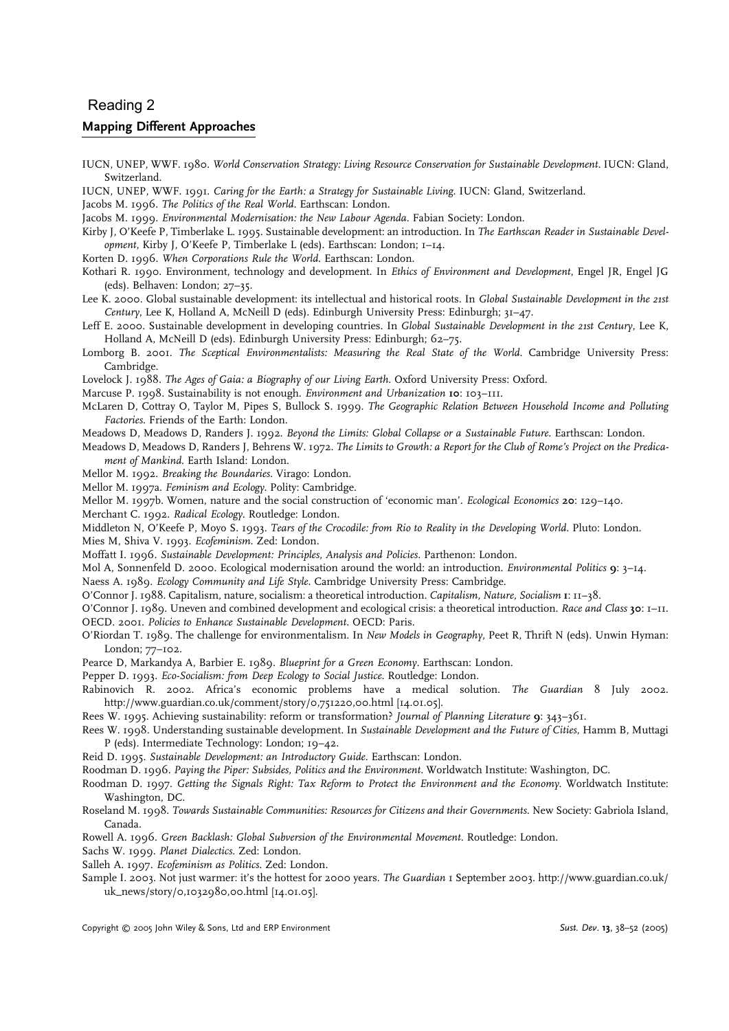IUCN, UNEP, WWF. 1980. *World Conservation Strategy: Living Resource Conservation for Sustainable Development*. IUCN: Gland, Switzerland.

IUCN, UNEP, WWF. 1991. *Caring for the Earth: a Strategy for Sustainable Living*. IUCN: Gland, Switzerland.

Jacobs M. 1996. *The Politics of the Real World*. Earthscan: London.

Jacobs M. 1999. *Environmental Modernisation: the New Labour Agenda*. Fabian Society: London.

Kirby J, O'Keefe P, Timberlake L. 1995. Sustainable development: an introduction. In *The Earthscan Reader in Sustainable Development*, Kirby J, O'Keefe P, Timberlake L (eds). Earthscan: London; 1–14.

Korten D. 1996. *When Corporations Rule the World*. Earthscan: London.

Kothari R. 1990. Environment, technology and development. In *Ethics of Environment and Development*, Engel JR, Engel JG (eds). Belhaven: London; 27–35.

Lee K. 2000. Global sustainable development: its intellectual and historical roots. In *Global Sustainable Development in the 21st Century*, Lee K, Holland A, McNeill D (eds). Edinburgh University Press: Edinburgh; 31–47.

Leff E. 2000. Sustainable development in developing countries. In *Global Sustainable Development in the 21st Century*, Lee K, Holland A, McNeill D (eds). Edinburgh University Press: Edinburgh; 62–75.

Lomborg B. 2001. *The Sceptical Environmentalists: Measuring the Real State of the World*. Cambridge University Press: Cambridge.

Lovelock J. 1988. *The Ages of Gaia: a Biography of our Living Earth*. Oxford University Press: Oxford.

Marcuse P. 1998. Sustainability is not enough. *Environment and Urbanization* **10**: 103–111.

McLaren D, Cottray O, Taylor M, Pipes S, Bullock S. 1999. *The Geographic Relation Between Household Income and Polluting Factories*. Friends of the Earth: London.

Meadows D, Meadows D, Randers J. 1992. *Beyond the Limits: Global Collapse or a Sustainable Future*. Earthscan: London.

Meadows D, Meadows D, Randers J, Behrens W. 1972. *The Limits to Growth: a Report for the Club of Rome's Project on the Predicament of Mankind*. Earth Island: London.

Mellor M. 1992. *Breaking the Boundaries*. Virago: London.

Mellor M. 1997a. *Feminism and Ecology*. Polity: Cambridge.

Mellor M. 1997b. Women, nature and the social construction of 'economic man'. *Ecological Economics* **20**: 129–140.

Merchant C. 1992. *Radical Ecology*. Routledge: London.

Middleton N, O'Keefe P, Moyo S. 1993. *Tears of the Crocodile: from Rio to Reality in the Developing World*. Pluto: London.

Mies M, Shiva V. 1993. *Ecofeminism*. Zed: London.

Moffatt I. 1996. *Sustainable Development: Principles, Analysis and Policies*. Parthenon: London.

Mol A, Sonnenfeld D. 2000. Ecological modernisation around the world: an introduction. *Environmental Politics* **9**: 3–14.

Naess A. 1989. *Ecology Community and Life Style*. Cambridge University Press: Cambridge.

O'Connor J. 1988. Capitalism, nature, socialism: a theoretical introduction. *Capitalism, Nature, Socialism* **1**: 11–38.

O'Connor J. 1989. Uneven and combined development and ecological crisis: a theoretical introduction. *Race and Class* **30**: 1–11.

OECD. 2001. *Policies to Enhance Sustainable Development*. OECD: Paris.

O'Riordan T. 1989. The challenge for environmentalism. In *New Models in Geography*, Peet R, Thrift N (eds). Unwin Hyman: London; 77–102.

Pearce D, Markandya A, Barbier E. 1989. *Blueprint for a Green Economy*. Earthscan: London.

Pepper D. 1993. *Eco-Socialism: from Deep Ecology to Social Justice*. Routledge: London.

Rabinovich R. 2002. Africa's economic problems have a medical solution. *The Guardian* 8 July 2002. http://www.guardian.co.uk/comment/story/0,751220,00.html [14.01.05].

Rees W. 1995. Achieving sustainability: reform or transformation? *Journal of Planning Literature* **9**: 343–361.

Rees W. 1998. Understanding sustainable development. In *Sustainable Development and the Future of Cities*, Hamm B, Muttagi P (eds). Intermediate Technology: London; 19–42.

Reid D. 1995. *Sustainable Development: an Introductory Guide*. Earthscan: London.

Roodman D. 1996. *Paying the Piper: Subsides, Politics and the Environment*. Worldwatch Institute: Washington, DC.

Roodman D. 1997. *Getting the Signals Right: Tax Reform to Protect the Environment and the Economy*. Worldwatch Institute: Washington, DC.

Roseland M. 1998. *Towards Sustainable Communities: Resources for Citizens and their Governments*. New Society: Gabriola Island, Canada.

Rowell A. 1996. *Green Backlash: Global Subversion of the Environmental Movement*. Routledge: London.

Sachs W. 1999. *Planet Dialectics*. Zed: London.

Salleh A. 1997. *Ecofeminism as Politics*. Zed: London.

Sample I. 2003. Not just warmer: it's the hottest for 2000 years. *The Guardian* 1 September 2003. http://www.guardian.co.uk/uk_news/story/0,1032980,00.html [14.01.05].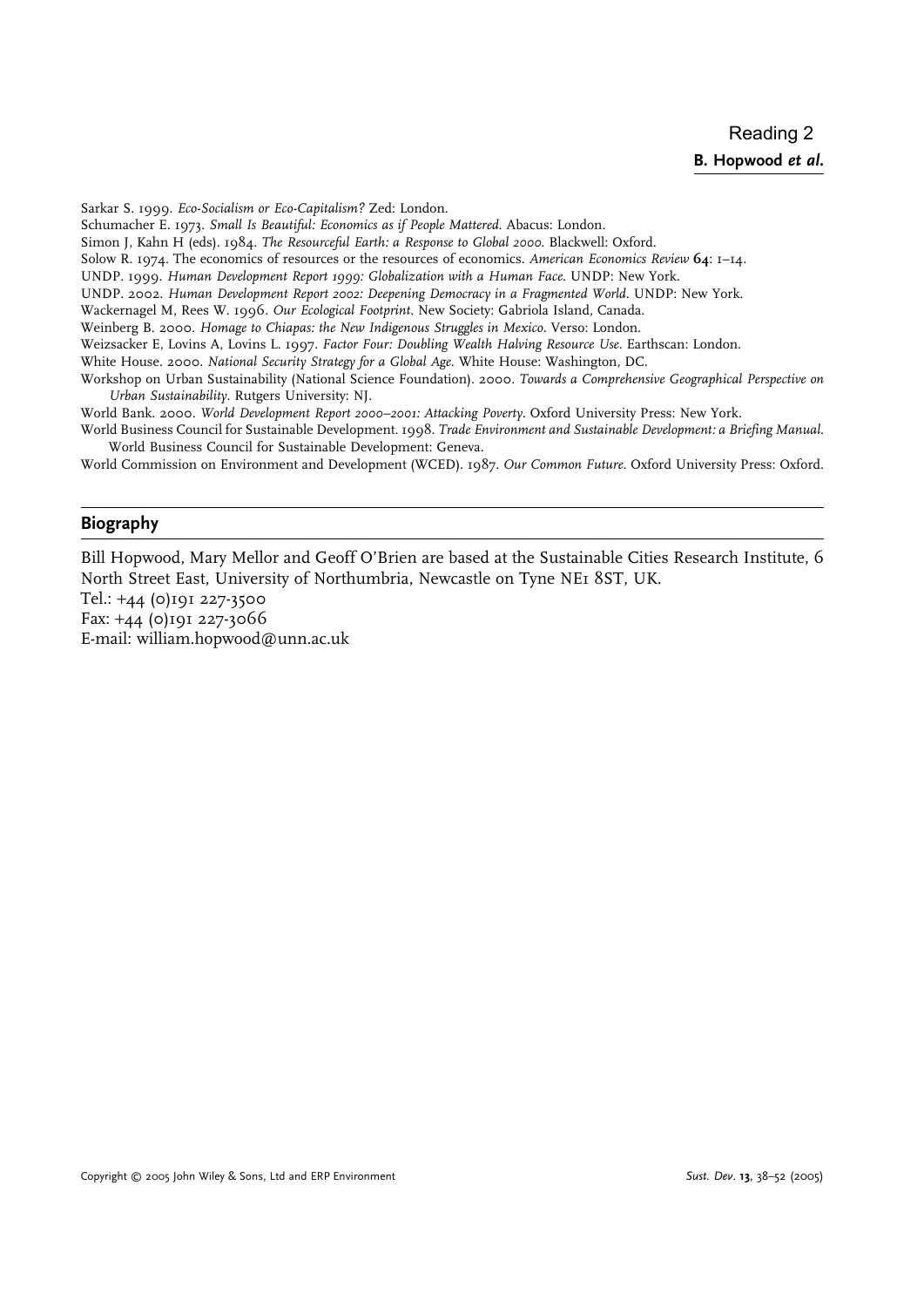Sarkar S. 1999. *Eco-Socialism or Eco-Capitalism?* Zed: London.

Schumacher E. 1973. *Small Is Beautiful: Economics as if People Mattered*. Abacus: London.

Simon J, Kahn H (eds). 1984. *The Resourceful Earth: a Response to Global 2000*. Blackwell: Oxford.

Solow R. 1974. The economics of resources or the resources of economics. *American Economics Review* **64**: 1–14.

UNDP. 1999. *Human Development Report 1999: Globalization with a Human Face*. UNDP: New York.

UNDP. 2002. *Human Development Report 2002: Deepening Democracy in a Fragmented World*. UNDP: New York.

Wackernagel M, Rees W. 1996. *Our Ecological Footprint*. New Society: Gabriola Island, Canada.

Weinberg B. 2000. *Homage to Chiapas: the New Indigenous Struggles in Mexico*. Verso: London.

Weizsacker E, Lovins A, Lovins L. 1997. *Factor Four: Doubling Wealth Halving Resource Use*. Earthscan: London.

White House. 2000. *National Security Strategy for a Global Age*. White House: Washington, DC.

Workshop on Urban Sustainability (National Science Foundation). 2000. *Towards a Comprehensive Geographical Perspective on Urban Sustainability*. Rutgers University: NJ.

World Bank. 2000. *World Development Report 2000–2001: Attacking Poverty*. Oxford University Press: New York.

World Business Council for Sustainable Development. 1998. *Trade Environment and Sustainable Development: a Briefing Manual*. World Business Council for Sustainable Development: Geneva.

World Commission on Environment and Development (WCED). 1987. *Our Common Future*. Oxford University Press: Oxford.

## Biography

Bill Hopwood, Mary Mellor and Geoff O'Brien are based at the Sustainable Cities Research Institute, 6 North Street East, University of Northumbria, Newcastle on Tyne NE1 8ST, UK.
Tel.: +44 (0)191 227-3500
Fax: +44 (0)191 227-3066
E-mail: william.hopwood@unn.ac.uk